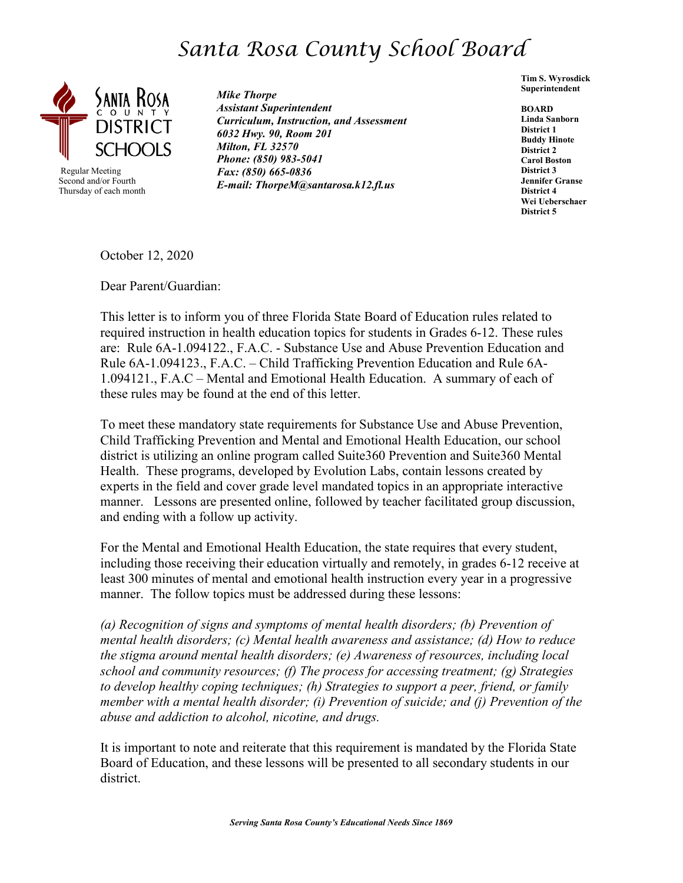# *Santa Rosa County School Board*

SANTA ROSA COUNTY DISTRICT SCHOOLS

Regular Meeting
Second and/or Fourth
Thursday of each month

***Mike Thorpe***
***Assistant Superintendent***
***Curriculum, Instruction, and Assessment***
***6032 Hwy. 90, Room 201***
***Milton, FL 32570***
***Phone: (850) 983-5041***
***Fax: (850) 665-0836***
***E-mail: ThorpeM@santarosa.k12.fl.us***

**Tim S. Wyrosdick**
**Superintendent**

**BOARD**
**Linda Sanborn**
**District 1**
**Buddy Hinote**
**District 2**
**Carol Boston**
**District 3**
**Jennifer Granse**
**District 4**
**Wei Ueberschaer**
**District 5**

October 12, 2020

Dear Parent/Guardian:

This letter is to inform you of three Florida State Board of Education rules related to required instruction in health education topics for students in Grades 6-12. These rules are: Rule 6A-1.094122., F.A.C. - Substance Use and Abuse Prevention Education and Rule 6A-1.094123., F.A.C. – Child Trafficking Prevention Education and Rule 6A-1.094121., F.A.C – Mental and Emotional Health Education. A summary of each of these rules may be found at the end of this letter.

To meet these mandatory state requirements for Substance Use and Abuse Prevention, Child Trafficking Prevention and Mental and Emotional Health Education, our school district is utilizing an online program called Suite360 Prevention and Suite360 Mental Health. These programs, developed by Evolution Labs, contain lessons created by experts in the field and cover grade level mandated topics in an appropriate interactive manner. Lessons are presented online, followed by teacher facilitated group discussion, and ending with a follow up activity.

For the Mental and Emotional Health Education, the state requires that every student, including those receiving their education virtually and remotely, in grades 6-12 receive at least 300 minutes of mental and emotional health instruction every year in a progressive manner. The follow topics must be addressed during these lessons:

*(a) Recognition of signs and symptoms of mental health disorders; (b) Prevention of mental health disorders; (c) Mental health awareness and assistance; (d) How to reduce the stigma around mental health disorders; (e) Awareness of resources, including local school and community resources; (f) The process for accessing treatment; (g) Strategies to develop healthy coping techniques; (h) Strategies to support a peer, friend, or family member with a mental health disorder; (i) Prevention of suicide; and (j) Prevention of the abuse and addiction to alcohol, nicotine, and drugs.*

It is important to note and reiterate that this requirement is mandated by the Florida State Board of Education, and these lessons will be presented to all secondary students in our district.

***Serving Santa Rosa County's Educational Needs Since 1869***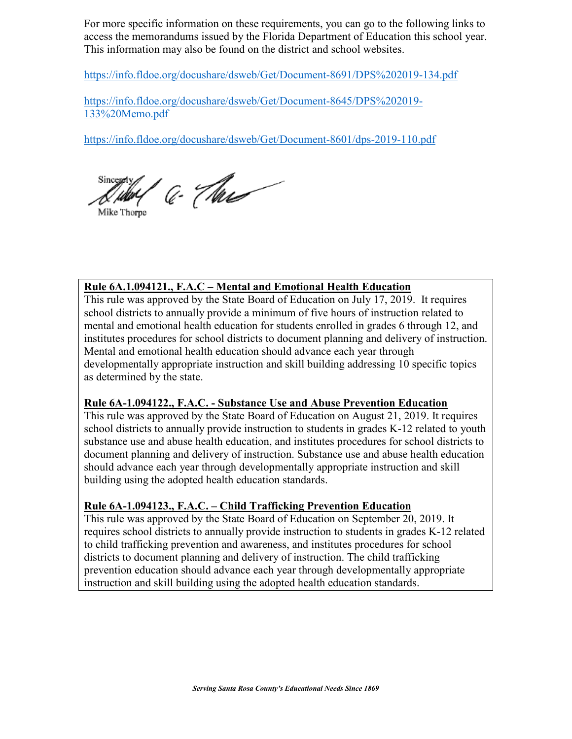For more specific information on these requirements, you can go to the following links to access the memorandums issued by the Florida Department of Education this school year. This information may also be found on the district and school websites.

https://info.fldoe.org/docushare/dsweb/Get/Document-8691/DPS%202019-134.pdf

https://info.fldoe.org/docushare/dsweb/Get/Document-8645/DPS%202019-133%20Memo.pdf

https://info.fldoe.org/docushare/dsweb/Get/Document-8601/dps-2019-110.pdf

Sincerely,

Mike Thorpe

**Rule 6A.1.094121., F.A.C – Mental and Emotional Health Education**

This rule was approved by the State Board of Education on July 17, 2019. It requires school districts to annually provide a minimum of five hours of instruction related to mental and emotional health education for students enrolled in grades 6 through 12, and institutes procedures for school districts to document planning and delivery of instruction. Mental and emotional health education should advance each year through developmentally appropriate instruction and skill building addressing 10 specific topics as determined by the state.

**Rule 6A-1.094122., F.A.C. - Substance Use and Abuse Prevention Education**

This rule was approved by the State Board of Education on August 21, 2019. It requires school districts to annually provide instruction to students in grades K-12 related to youth substance use and abuse health education, and institutes procedures for school districts to document planning and delivery of instruction. Substance use and abuse health education should advance each year through developmentally appropriate instruction and skill building using the adopted health education standards.

**Rule 6A-1.094123., F.A.C. – Child Trafficking Prevention Education**

This rule was approved by the State Board of Education on September 20, 2019. It requires school districts to annually provide instruction to students in grades K-12 related to child trafficking prevention and awareness, and institutes procedures for school districts to document planning and delivery of instruction. The child trafficking prevention education should advance each year through developmentally appropriate instruction and skill building using the adopted health education standards.